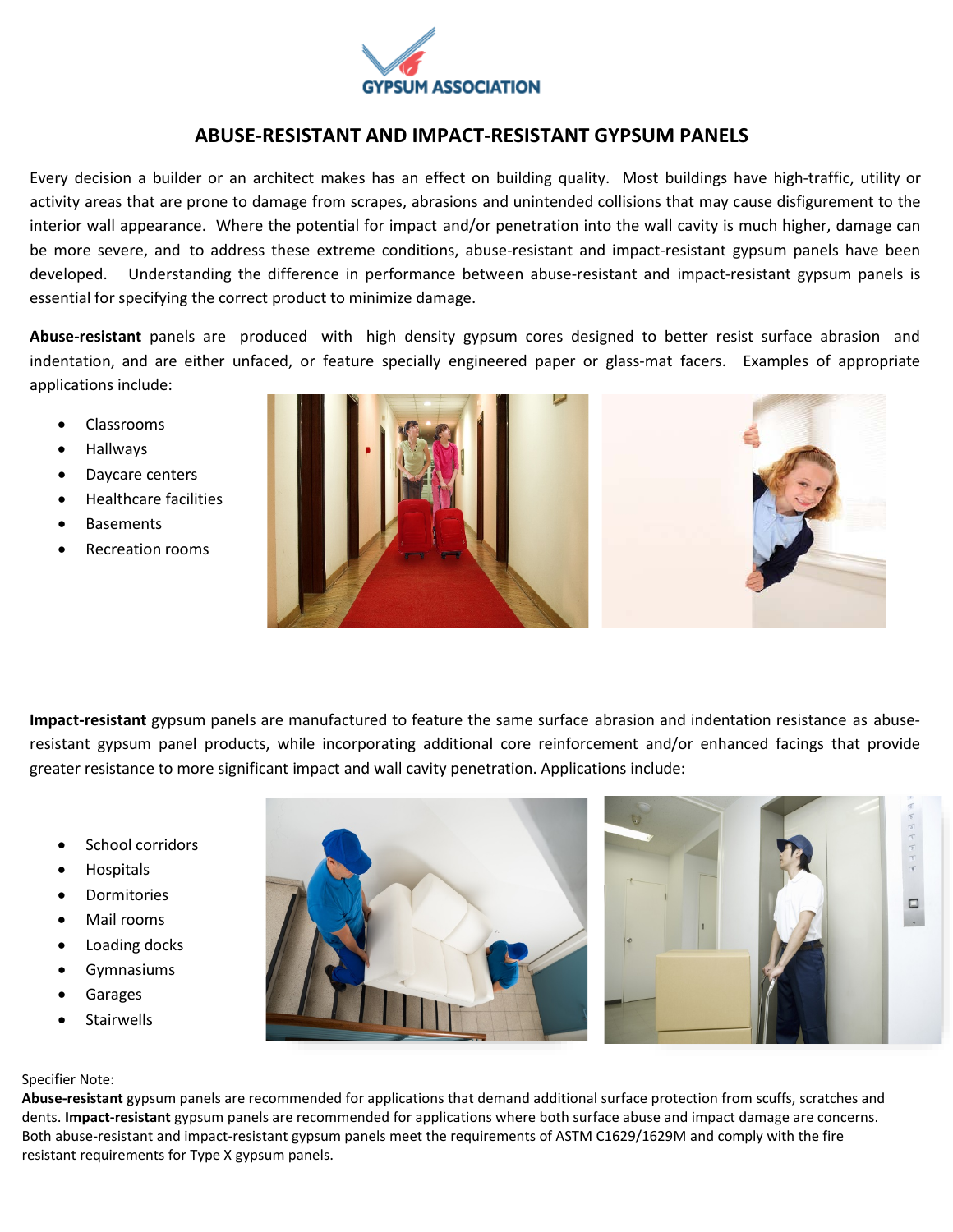GYPSUM ASSOCIATION

# ABUSE-RESISTANT AND IMPACT-RESISTANT GYPSUM PANELS

Every decision a builder or an architect makes has an effect on building quality. Most buildings have high-traffic, utility or activity areas that are prone to damage from scrapes, abrasions and unintended collisions that may cause disfigurement to the interior wall appearance. Where the potential for impact and/or penetration into the wall cavity is much higher, damage can be more severe, and to address these extreme conditions, abuse-resistant and impact-resistant gypsum panels have been developed. Understanding the difference in performance between abuse-resistant and impact-resistant gypsum panels is essential for specifying the correct product to minimize damage.

**Abuse-resistant** panels are produced with high density gypsum cores designed to better resist surface abrasion and indentation, and are either unfaced, or feature specially engineered paper or glass-mat facers. Examples of appropriate applications include:

- Classrooms
- Hallways
- Daycare centers
- Healthcare facilities
- Basements
- Recreation rooms

**Impact-resistant** gypsum panels are manufactured to feature the same surface abrasion and indentation resistance as abuse-resistant gypsum panel products, while incorporating additional core reinforcement and/or enhanced facings that provide greater resistance to more significant impact and wall cavity penetration. Applications include:

- School corridors
- Hospitals
- Dormitories
- Mail rooms
- Loading docks
- Gymnasiums
- Garages
- Stairwells

Specifier Note:
**Abuse-resistant** gypsum panels are recommended for applications that demand additional surface protection from scuffs, scratches and dents. **Impact-resistant** gypsum panels are recommended for applications where both surface abuse and impact damage are concerns. Both abuse-resistant and impact-resistant gypsum panels meet the requirements of ASTM C1629/1629M and comply with the fire resistant requirements for Type X gypsum panels.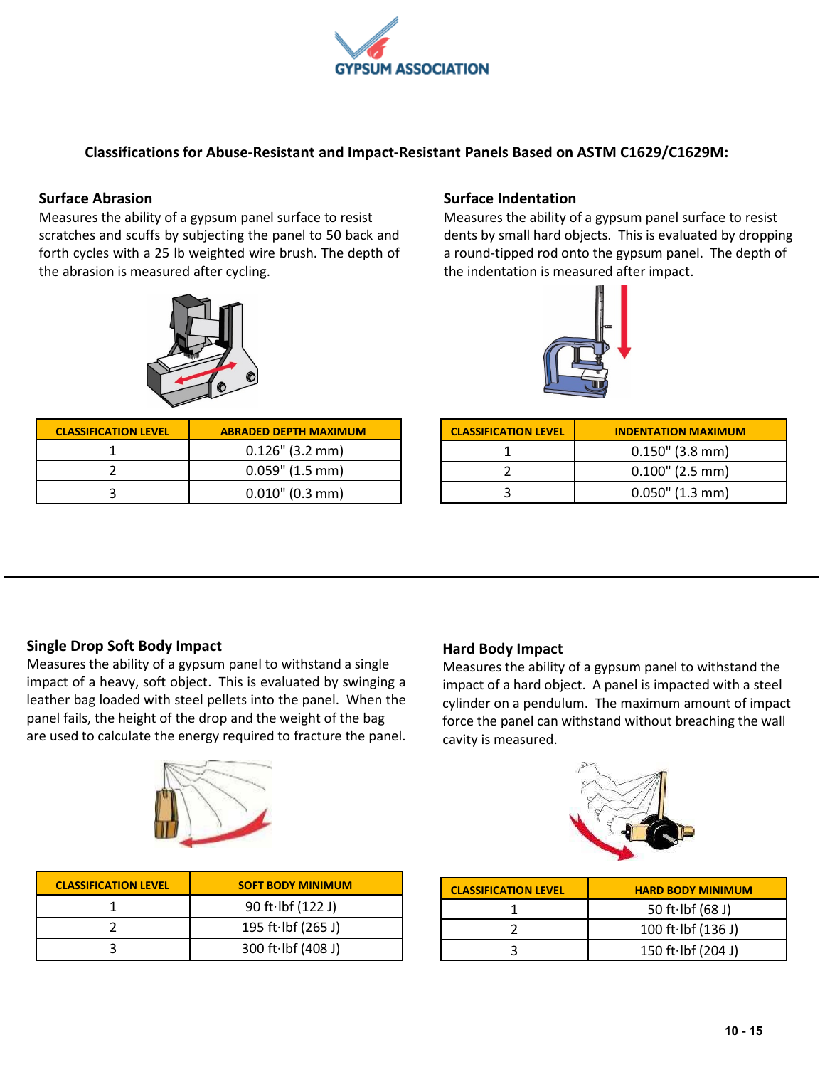GYPSUM ASSOCIATION

## Classifications for Abuse-Resistant and Impact-Resistant Panels Based on ASTM C1629/C1629M:

### Surface Abrasion

Measures the ability of a gypsum panel surface to resist scratches and scuffs by subjecting the panel to 50 back and forth cycles with a 25 lb weighted wire brush. The depth of the abrasion is measured after cycling.

| CLASSIFICATION LEVEL | ABRADED DEPTH MAXIMUM |
|---|---|
| 1 | 0.126" (3.2 mm) |
| 2 | 0.059" (1.5 mm) |
| 3 | 0.010" (0.3 mm) |

### Surface Indentation

Measures the ability of a gypsum panel surface to resist dents by small hard objects. This is evaluated by dropping a round-tipped rod onto the gypsum panel. The depth of the indentation is measured after impact.

| CLASSIFICATION LEVEL | INDENTATION MAXIMUM |
|---|---|
| 1 | 0.150" (3.8 mm) |
| 2 | 0.100" (2.5 mm) |
| 3 | 0.050" (1.3 mm) |

---

### Single Drop Soft Body Impact

Measures the ability of a gypsum panel to withstand a single impact of a heavy, soft object. This is evaluated by swinging a leather bag loaded with steel pellets into the panel. When the panel fails, the height of the drop and the weight of the bag are used to calculate the energy required to fracture the panel.

| CLASSIFICATION LEVEL | SOFT BODY MINIMUM |
|---|---|
| 1 | 90 ft·lbf (122 J) |
| 2 | 195 ft·lbf (265 J) |
| 3 | 300 ft·lbf (408 J) |

### Hard Body Impact

Measures the ability of a gypsum panel to withstand the impact of a hard object. A panel is impacted with a steel cylinder on a pendulum. The maximum amount of impact force the panel can withstand without breaching the wall cavity is measured.

| CLASSIFICATION LEVEL | HARD BODY MINIMUM |
|---|---|
| 1 | 50 ft·lbf (68 J) |
| 2 | 100 ft·lbf (136 J) |
| 3 | 150 ft·lbf (204 J) |